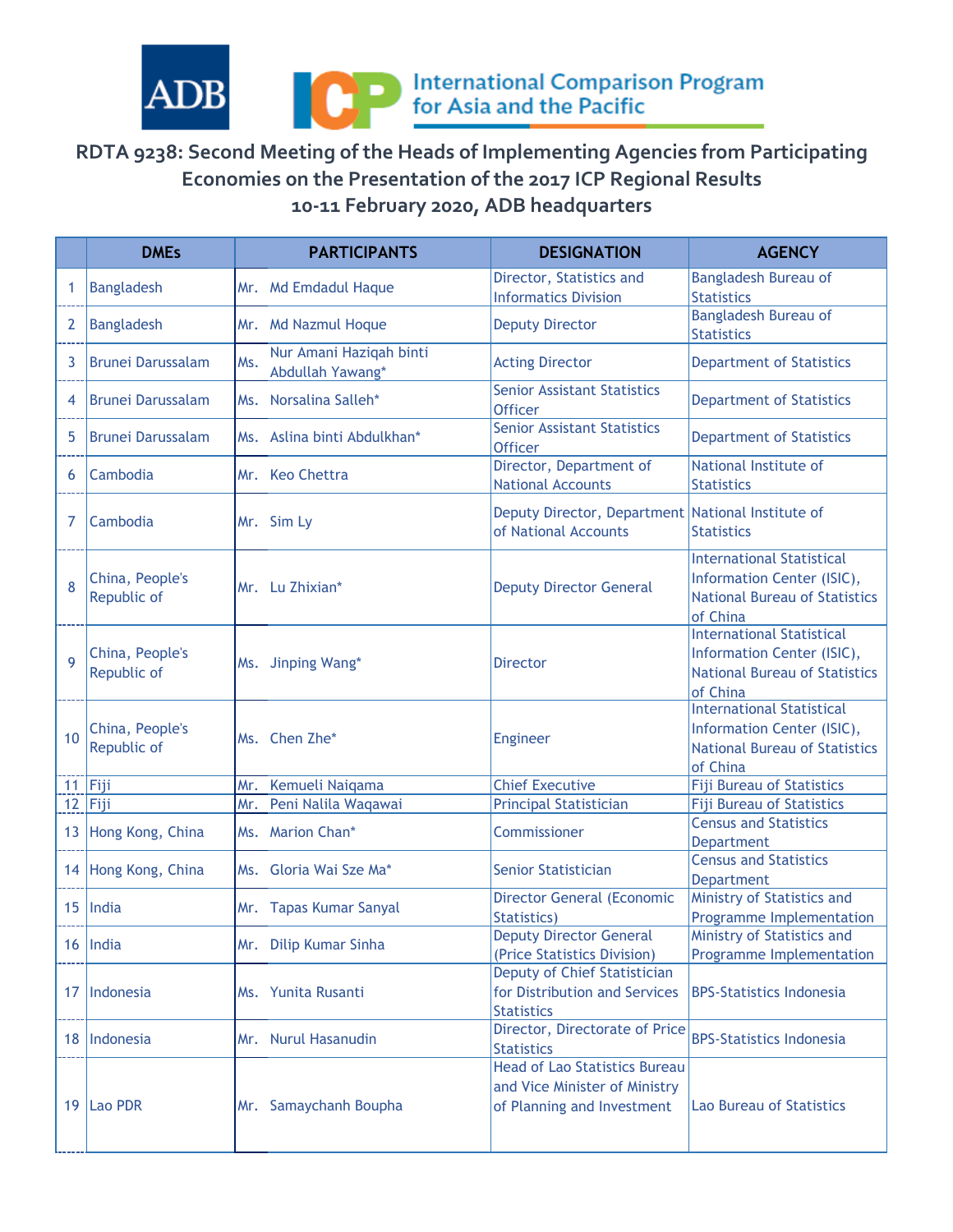ADB

International Comparison Program for Asia and the Pacific

# RDTA 9238: Second Meeting of the Heads of Implementing Agencies from Participating Economies on the Presentation of the 2017 ICP Regional Results
## 10-11 February 2020, ADB headquarters

| | DMEs | PARTICIPANTS | | DESIGNATION | AGENCY |
|---|---|---|---|---|---|
| 1 | Bangladesh | Mr. | Md Emdadul Haque | Director, Statistics and Informatics Division | Bangladesh Bureau of Statistics |
| 2 | Bangladesh | Mr. | Md Nazmul Hoque | Deputy Director | Bangladesh Bureau of Statistics |
| 3 | Brunei Darussalam | Ms. | Nur Amani Haziqah binti Abdullah Yawang* | Acting Director | Department of Statistics |
| 4 | Brunei Darussalam | Ms. | Norsalina Salleh* | Senior Assistant Statistics Officer | Department of Statistics |
| 5 | Brunei Darussalam | Ms. | Aslina binti Abdulkhan* | Senior Assistant Statistics Officer | Department of Statistics |
| 6 | Cambodia | Mr. | Keo Chettra | Director, Department of National Accounts | National Institute of Statistics |
| 7 | Cambodia | Mr. | Sim Ly | Deputy Director, Department of National Accounts | National Institute of Statistics |
| 8 | China, People's Republic of | Mr. | Lu Zhixian* | Deputy Director General | International Statistical Information Center (ISIC), National Bureau of Statistics of China |
| 9 | China, People's Republic of | Ms. | Jinping Wang* | Director | International Statistical Information Center (ISIC), National Bureau of Statistics of China |
| 10 | China, People's Republic of | Ms. | Chen Zhe* | Engineer | International Statistical Information Center (ISIC), National Bureau of Statistics of China |
| 11 | Fiji | Mr. | Kemueli Naiqama | Chief Executive | Fiji Bureau of Statistics |
| 12 | Fiji | Mr. | Peni Nalila Waqawai | Principal Statistician | Fiji Bureau of Statistics |
| 13 | Hong Kong, China | Ms. | Marion Chan* | Commissioner | Census and Statistics Department |
| 14 | Hong Kong, China | Ms. | Gloria Wai Sze Ma* | Senior Statistician | Census and Statistics Department |
| 15 | India | Mr. | Tapas Kumar Sanyal | Director General (Economic Statistics) | Ministry of Statistics and Programme Implementation |
| 16 | India | Mr. | Dilip Kumar Sinha | Deputy Director General (Price Statistics Division) | Ministry of Statistics and Programme Implementation |
| 17 | Indonesia | Ms. | Yunita Rusanti | Deputy of Chief Statistician for Distribution and Services Statistics | BPS-Statistics Indonesia |
| 18 | Indonesia | Mr. | Nurul Hasanudin | Director, Directorate of Price Statistics | BPS-Statistics Indonesia |
| 19 | Lao PDR | Mr. | Samaychanh Boupha | Head of Lao Statistics Bureau and Vice Minister of Ministry of Planning and Investment | Lao Bureau of Statistics |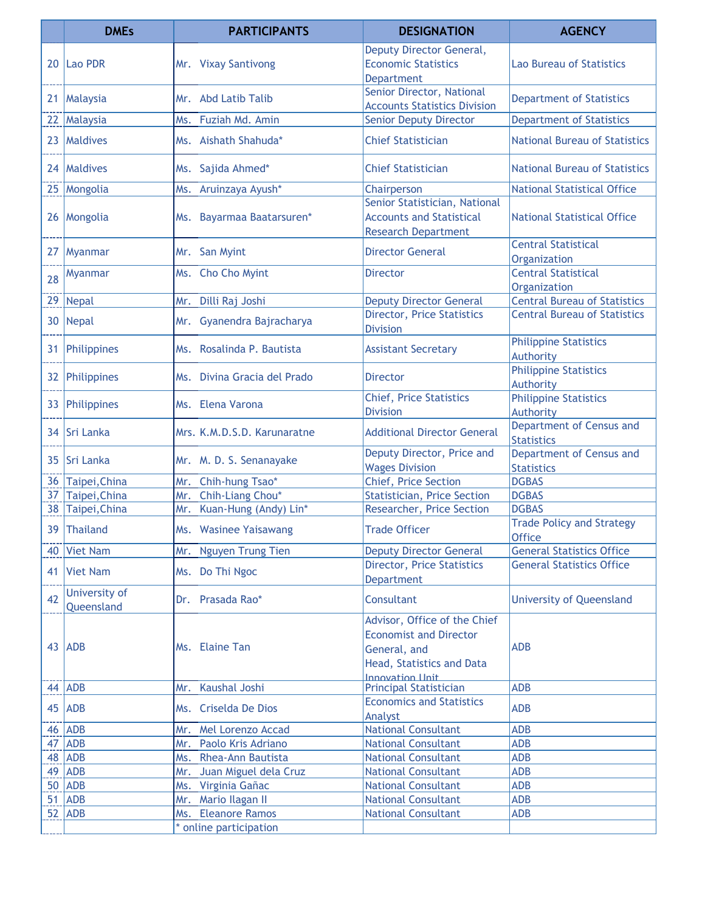| | DMEs | PARTICIPANTS | DESIGNATION | AGENCY |
|---|---|---|---|---|
| 20 | Lao PDR | Mr. Vixay Santivong | Deputy Director General, Economic Statistics Department | Lao Bureau of Statistics |
| 21 | Malaysia | Mr. Abd Latib Talib | Senior Director, National Accounts Statistics Division | Department of Statistics |
| 22 | Malaysia | Ms. Fuziah Md. Amin | Senior Deputy Director | Department of Statistics |
| 23 | Maldives | Ms. Aishath Shahuda* | Chief Statistician | National Bureau of Statistics |
| 24 | Maldives | Ms. Sajida Ahmed* | Chief Statistician | National Bureau of Statistics |
| 25 | Mongolia | Ms. Aruinzaya Ayush* | Chairperson | National Statistical Office |
| 26 | Mongolia | Ms. Bayarmaa Baatarsuren* | Senior Statistician, National Accounts and Statistical Research Department | National Statistical Office |
| 27 | Myanmar | Mr. San Myint | Director General | Central Statistical Organization |
| 28 | Myanmar | Ms. Cho Cho Myint | Director | Central Statistical Organization |
| 29 | Nepal | Mr. Dilli Raj Joshi | Deputy Director General | Central Bureau of Statistics |
| 30 | Nepal | Mr. Gyanendra Bajracharya | Director, Price Statistics Division | Central Bureau of Statistics |
| 31 | Philippines | Ms. Rosalinda P. Bautista | Assistant Secretary | Philippine Statistics Authority |
| 32 | Philippines | Ms. Divina Gracia del Prado | Director | Philippine Statistics Authority |
| 33 | Philippines | Ms. Elena Varona | Chief, Price Statistics Division | Philippine Statistics Authority |
| 34 | Sri Lanka | Mrs. K.M.D.S.D. Karunaratne | Additional Director General | Department of Census and Statistics |
| 35 | Sri Lanka | Mr. M. D. S. Senanayake | Deputy Director, Price and Wages Division | Department of Census and Statistics |
| 36 | Taipei,China | Mr. Chih-hung Tsao* | Chief, Price Section | DGBAS |
| 37 | Taipei,China | Mr. Chih-Liang Chou* | Statistician, Price Section | DGBAS |
| 38 | Taipei,China | Mr. Kuan-Hung (Andy) Lin* | Researcher, Price Section | DGBAS |
| 39 | Thailand | Ms. Wasinee Yaisawang | Trade Officer | Trade Policy and Strategy Office |
| 40 | Viet Nam | Mr. Nguyen Trung Tien | Deputy Director General | General Statistics Office |
| 41 | Viet Nam | Ms. Do Thi Ngoc | Director, Price Statistics Department | General Statistics Office |
| 42 | University of Queensland | Dr. Prasada Rao* | Consultant | University of Queensland |
| 43 | ADB | Ms. Elaine Tan | Advisor, Office of the Chief Economist and Director General, and Head, Statistics and Data Innovation Unit | ADB |
| 44 | ADB | Mr. Kaushal Joshi | Principal Statistician | ADB |
| 45 | ADB | Ms. Criselda De Dios | Economics and Statistics Analyst | ADB |
| 46 | ADB | Mr. Mel Lorenzo Accad | National Consultant | ADB |
| 47 | ADB | Mr. Paolo Kris Adriano | National Consultant | ADB |
| 48 | ADB | Ms. Rhea-Ann Bautista | National Consultant | ADB |
| 49 | ADB | Mr. Juan Miguel dela Cruz | National Consultant | ADB |
| 50 | ADB | Ms. Virginia Gañac | National Consultant | ADB |
| 51 | ADB | Mr. Mario Ilagan II | National Consultant | ADB |
| 52 | ADB | Ms. Eleanore Ramos | National Consultant | ADB |
| | | * online participation | | |